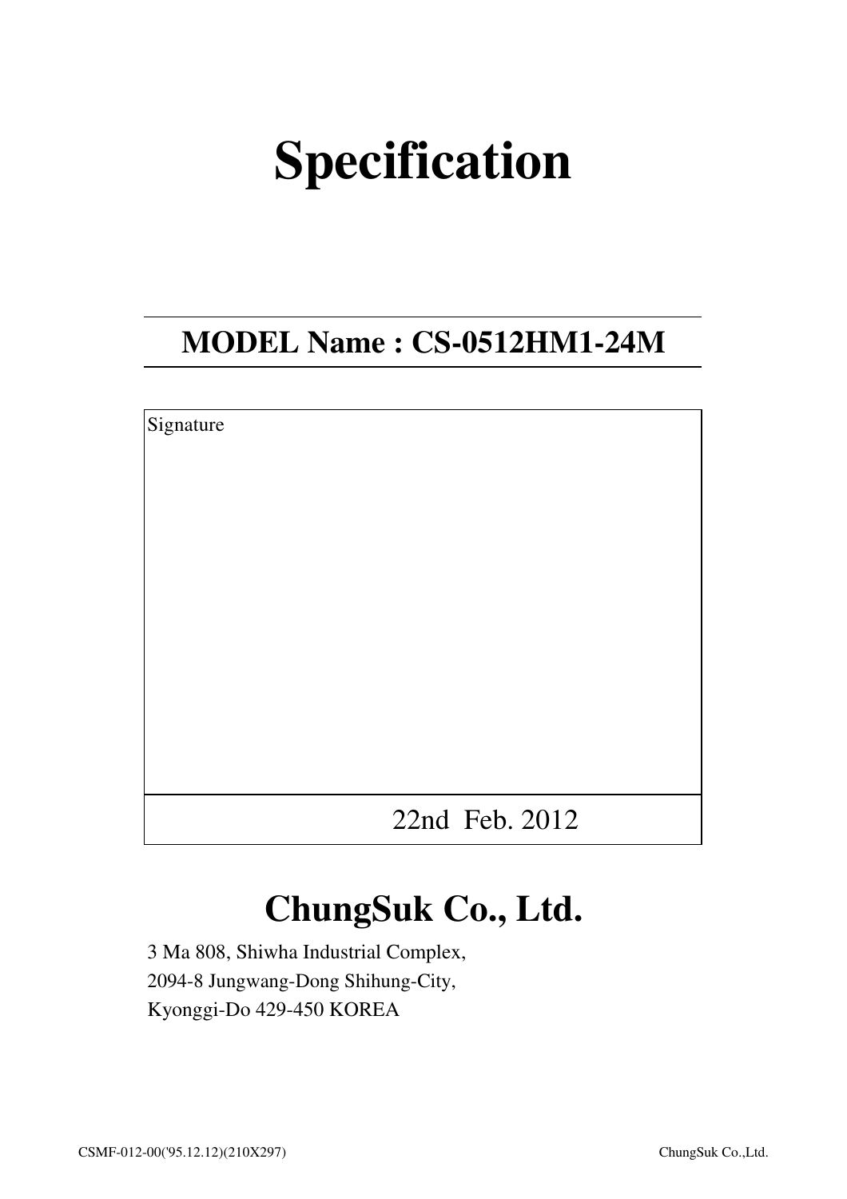# Specification

## MODEL Name : CS-0512HM1-24M

| Signature |
| --- |
| |
| 22nd Feb. 2012 |

## ChungSuk Co., Ltd.

3 Ma 808, Shiwha Industrial Complex,
2094-8 Jungwang-Dong Shihung-City,
Kyonggi-Do 429-450 KOREA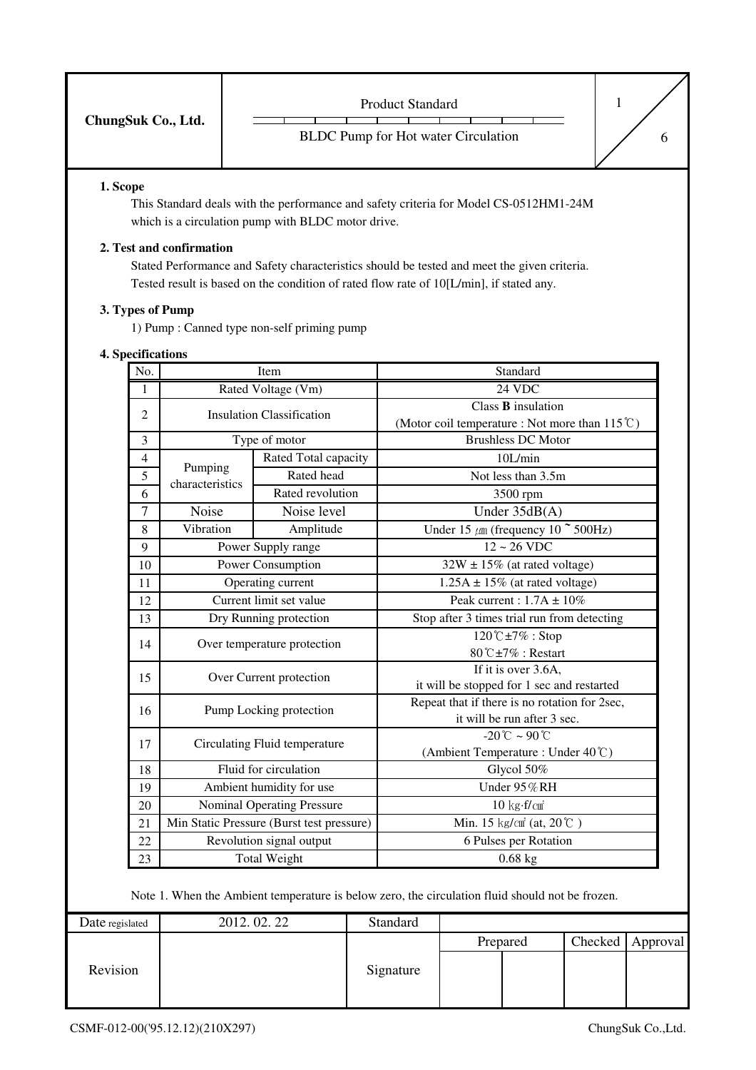| ChungSuk Co., Ltd. | Product Standard<br>BLDC Pump for Hot water Circulation | 1 / 6 |
|---|---|---|

**1. Scope**

This Standard deals with the performance and safety criteria for Model CS-0512HM1-24M which is a circulation pump with BLDC motor drive.

**2. Test and confirmation**

Stated Performance and Safety characteristics should be tested and meet the given criteria. Tested result is based on the condition of rated flow rate of 10[L/min], if stated any.

**3. Types of Pump**

1) Pump : Canned type non-self priming pump

**4. Specifications**

| No. | Item | | Standard |
|---|---|---|---|
| 1 | Rated Voltage (Vm) | | 24 VDC |
| 2 | Insulation Classification | | Class **B** insulation<br>(Motor coil temperature : Not more than 115℃) |
| 3 | Type of motor | | Brushless DC Motor |
| 4 | Pumping characteristics | Rated Total capacity | 10L/min |
| 5 | | Rated head | Not less than 3.5m |
| 6 | | Rated revolution | 3500 rpm |
| 7 | Noise | Noise level | Under 35dB(A) |
| 8 | Vibration | Amplitude | Under 15 ㎛ (frequency 10 ~ 500Hz) |
| 9 | Power Supply range | | 12 ~ 26 VDC |
| 10 | Power Consumption | | 32W ± 15% (at rated voltage) |
| 11 | Operating current | | 1.25A ± 15% (at rated voltage) |
| 12 | Current limit set value | | Peak current : 1.7A ± 10% |
| 13 | Dry Running protection | | Stop after 3 times trial run from detecting |
| 14 | Over temperature protection | | 120℃±7% : Stop<br>80℃±7% : Restart |
| 15 | Over Current protection | | If it is over 3.6A,<br>it will be stopped for 1 sec and restarted |
| 16 | Pump Locking protection | | Repeat that if there is no rotation for 2sec,<br>it will be run after 3 sec. |
| 17 | Circulating Fluid temperature | | -20℃ ~ 90℃<br>(Ambient Temperature : Under 40℃) |
| 18 | Fluid for circulation | | Glycol 50% |
| 19 | Ambient humidity for use | | Under 95%RH |
| 20 | Nominal Operating Pressure | | 10 ㎏·f/㎠ |
| 21 | Min Static Pressure (Burst test pressure) | | Min. 15 ㎏/㎠ (at, 20℃ ) |
| 22 | Revolution signal output | | 6 Pulses per Rotation |
| 23 | Total Weight | | 0.68 kg |

Note 1. When the Ambient temperature is below zero, the circulation fluid should not be frozen.

| Date regislated | 2012. 02. 22 | Standard | | | | |
|---|---|---|---|---|---|---|
| Revision | | Signature | Prepared | | Checked | Approval |
| | | | | | | |

CSMF-012-00('95.12.12)(210X297) ChungSuk Co.,Ltd.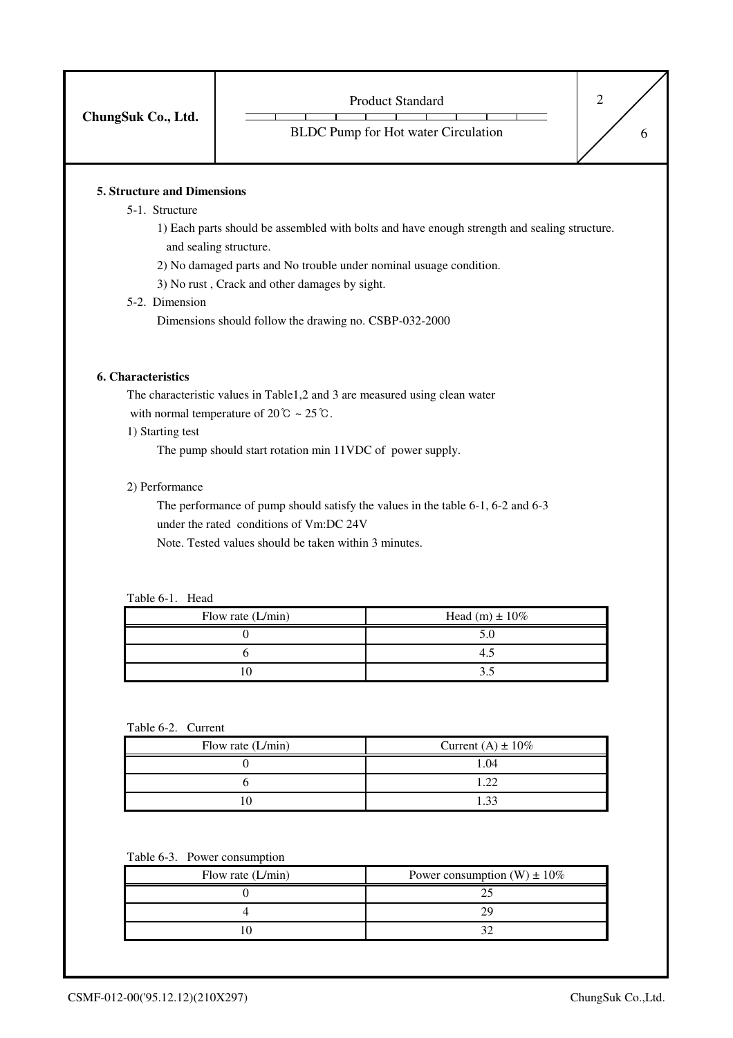## 5. Structure and Dimensions

5-1. Structure

1) Each parts should be assembled with bolts and have enough strength and sealing structure. and sealing structure.

2) No damaged parts and No trouble under nominal usuage condition.

3) No rust , Crack and other damages by sight.

5-2. Dimension

Dimensions should follow the drawing no. CSBP-032-2000

## 6. Characteristics

The characteristic values in Table1,2 and 3 are measured using clean water with normal temperature of 20℃ ~ 25℃.

1) Starting test

The pump should start rotation min 11VDC of power supply.

2) Performance

The performance of pump should satisfy the values in the table 6-1, 6-2 and 6-3 under the rated conditions of Vm:DC 24V

Note. Tested values should be taken within 3 minutes.

Table 6-1. Head

| Flow rate (L/min) | Head (m) ± 10% |
| --- | --- |
| 0 | 5.0 |
| 6 | 4.5 |
| 10 | 3.5 |

Table 6-2. Current

| Flow rate (L/min) | Current (A) ± 10% |
| --- | --- |
| 0 | 1.04 |
| 6 | 1.22 |
| 10 | 1.33 |

Table 6-3. Power consumption

| Flow rate (L/min) | Power consumption (W) ± 10% |
| --- | --- |
| 0 | 25 |
| 4 | 29 |
| 10 | 32 |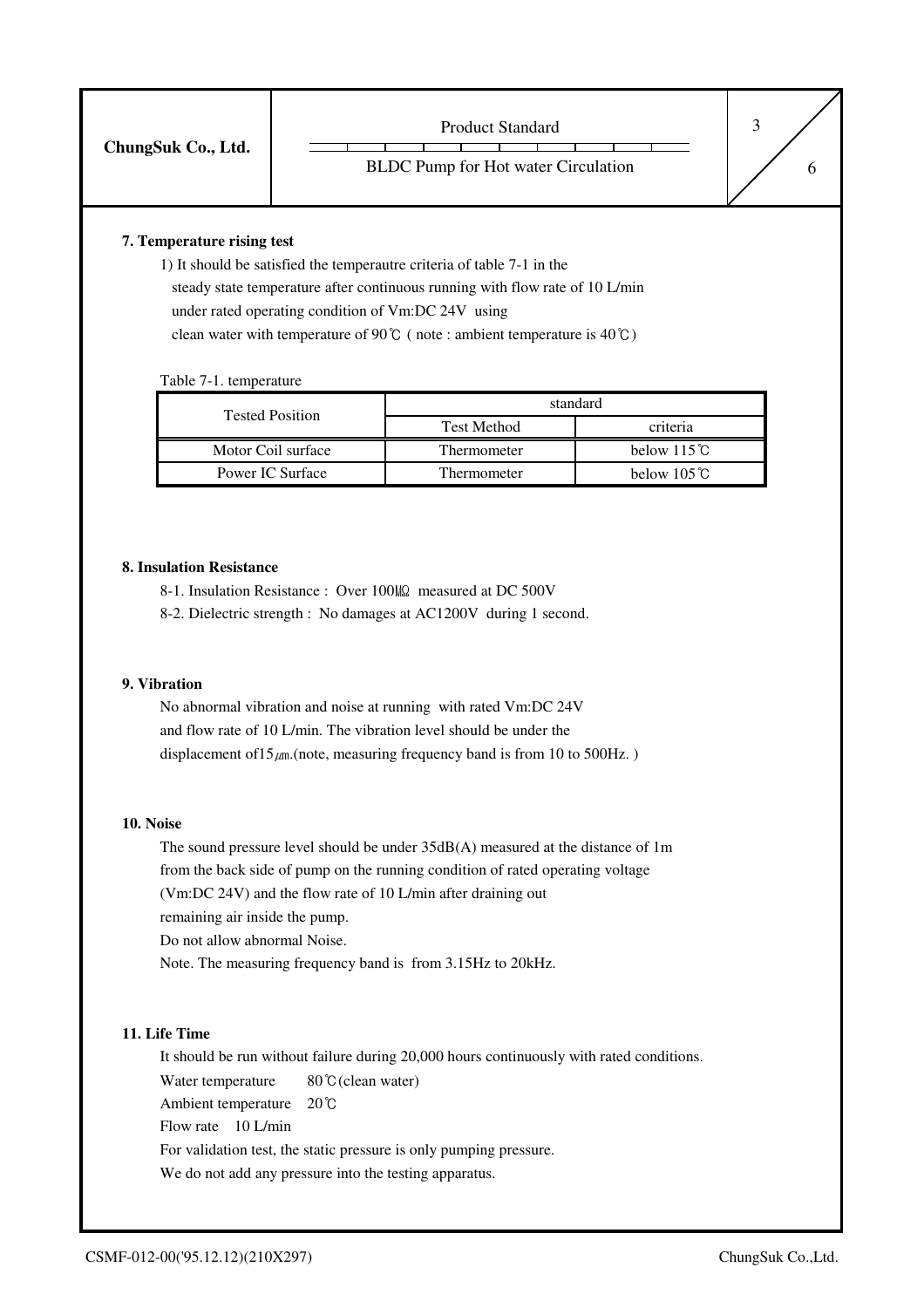### 7. Temperature rising test

1) It should be satisfied the temperautre criteria of table 7-1 in the steady state temperature after continuous running with flow rate of 10 L/min under rated operating condition of Vm:DC 24V using clean water with temperature of 90℃ ( note : ambient temperature is 40℃)

Table 7-1. temperature

| Tested Position | standard | |
|---|---|---|
| | Test Method | criteria |
| Motor Coil surface | Thermometer | below 115℃ |
| Power IC Surface | Thermometer | below 105℃ |

### 8. Insulation Resistance

8-1. Insulation Resistance : Over 100㏁ measured at DC 500V

8-2. Dielectric strength : No damages at AC1200V during 1 second.

### 9. Vibration

No abnormal vibration and noise at running with rated Vm:DC 24V and flow rate of 10 L/min. The vibration level should be under the displacement of15㎛.(note, measuring frequency band is from 10 to 500Hz. )

### 10. Noise

The sound pressure level should be under 35dB(A) measured at the distance of 1m from the back side of pump on the running condition of rated operating voltage (Vm:DC 24V) and the flow rate of 10 L/min after draining out remaining air inside the pump.

Do not allow abnormal Noise.

Note. The measuring frequency band is from 3.15Hz to 20kHz.

### 11. Life Time

It should be run without failure during 20,000 hours continuously with rated conditions.

Water temperature 80℃(clean water)

Ambient temperature 20℃

Flow rate 10 L/min

For validation test, the static pressure is only pumping pressure.

We do not add any pressure into the testing apparatus.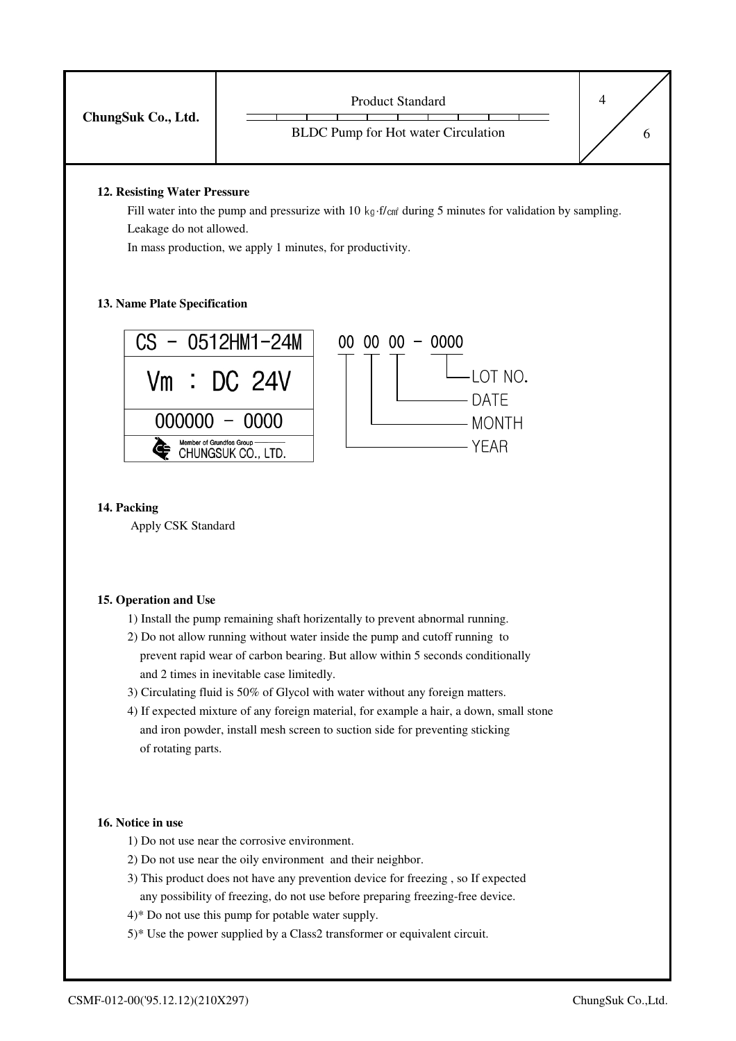## 12. Resisting Water Pressure

Fill water into the pump and pressurize with 10 ㎏·f/㎠ during 5 minutes for validation by sampling. Leakage do not allowed.

In mass production, we apply 1 minutes, for productivity.

## 13. Name Plate Specification

| CS - 0512HM1-24M |
|---|
| Vm : DC 24V |
| 000000 - 0000 |
| Member of Grundfos Group CHUNGSUK CO., LTD. |

00 00 00 - 0000

- YEAR
- MONTH
- DATE
- LOT NO.

## 14. Packing

Apply CSK Standard

## 15. Operation and Use

1) Install the pump remaining shaft horizentally to prevent abnormal running.
2) Do not allow running without water inside the pump and cutoff running to prevent rapid wear of carbon bearing. But allow within 5 seconds conditionally and 2 times in inevitable case limitedly.
3) Circulating fluid is 50% of Glycol with water without any foreign matters.
4) If expected mixture of any foreign material, for example a hair, a down, small stone and iron powder, install mesh screen to suction side for preventing sticking of rotating parts.

## 16. Notice in use

1) Do not use near the corrosive environment.
2) Do not use near the oily environment and their neighbor.
3) This product does not have any prevention device for freezing , so If expected any possibility of freezing, do not use before preparing freezing-free device.
4)* Do not use this pump for potable water supply.
5)* Use the power supplied by a Class2 transformer or equivalent circuit.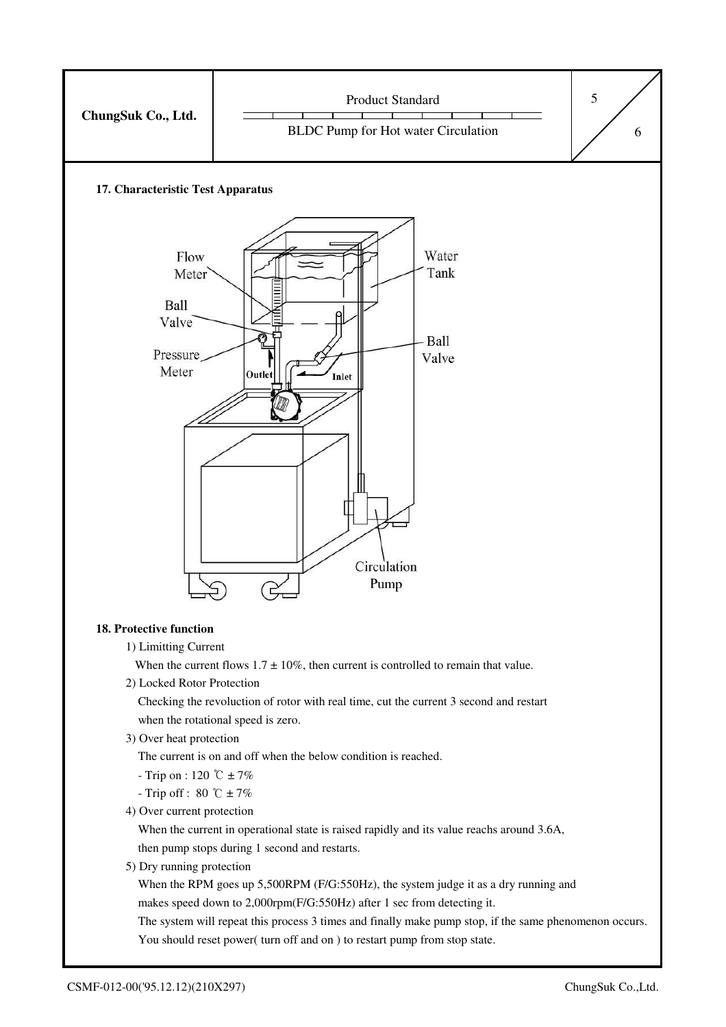## 17. Characteristic Test Apparatus

Flow Meter

Water Tank

Ball Valve

Pressure Meter

Outlet

Inlet

Ball Valve

Circulation Pump

## 18. Protective function

1) Limitting Current

When the current flows 1.7 ± 10%, then current is controlled to remain that value.

2) Locked Rotor Protection

Checking the revoluction of rotor with real time, cut the current 3 second and restart when the rotational speed is zero.

3) Over heat protection

The current is on and off when the below condition is reached.

- Trip on : 120 ℃ ± 7%
- Trip off : 80 ℃ ± 7%

4) Over current protection

When the current in operational state is raised rapidly and its value reachs around 3.6A, then pump stops during 1 second and restarts.

5) Dry running protection

When the RPM goes up 5,500RPM (F/G:550Hz), the system judge it as a dry running and makes speed down to 2,000rpm(F/G:550Hz) after 1 sec from detecting it.

The system will repeat this process 3 times and finally make pump stop, if the same phenomenon occurs.

You should reset power( turn off and on ) to restart pump from stop state.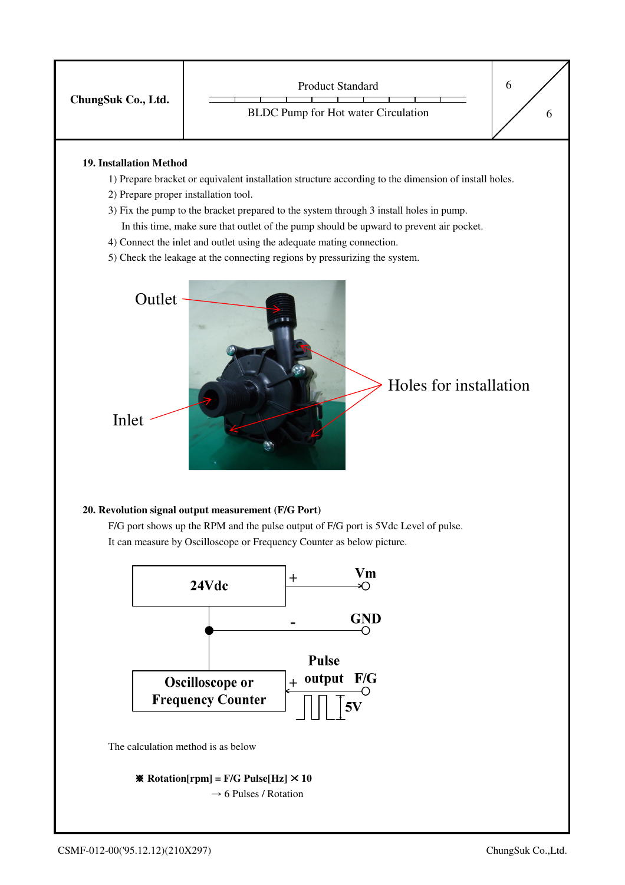### 19. Installation Method

1) Prepare bracket or equivalent installation structure according to the dimension of install holes.
2) Prepare proper installation tool.
3) Fix the pump to the bracket prepared to the system through 3 install holes in pump.
   In this time, make sure that outlet of the pump should be upward to prevent air pocket.
4) Connect the inlet and outlet using the adequate mating connection.
5) Check the leakage at the connecting regions by pressurizing the system.

Outlet

Inlet

Holes for installation

### 20. Revolution signal output measurement (F/G Port)

F/G port shows up the RPM and the pulse output of F/G port is 5Vdc Level of pulse.
It can measure by Oscilloscope or Frequency Counter as below picture.

24Vdc + Vm

\- GND

Oscilloscope or Frequency Counter + Pulse output F/G 5V

The calculation method is as below

**※ Rotation[rpm] = F/G Pulse[Hz] × 10**

→ 6 Pulses / Rotation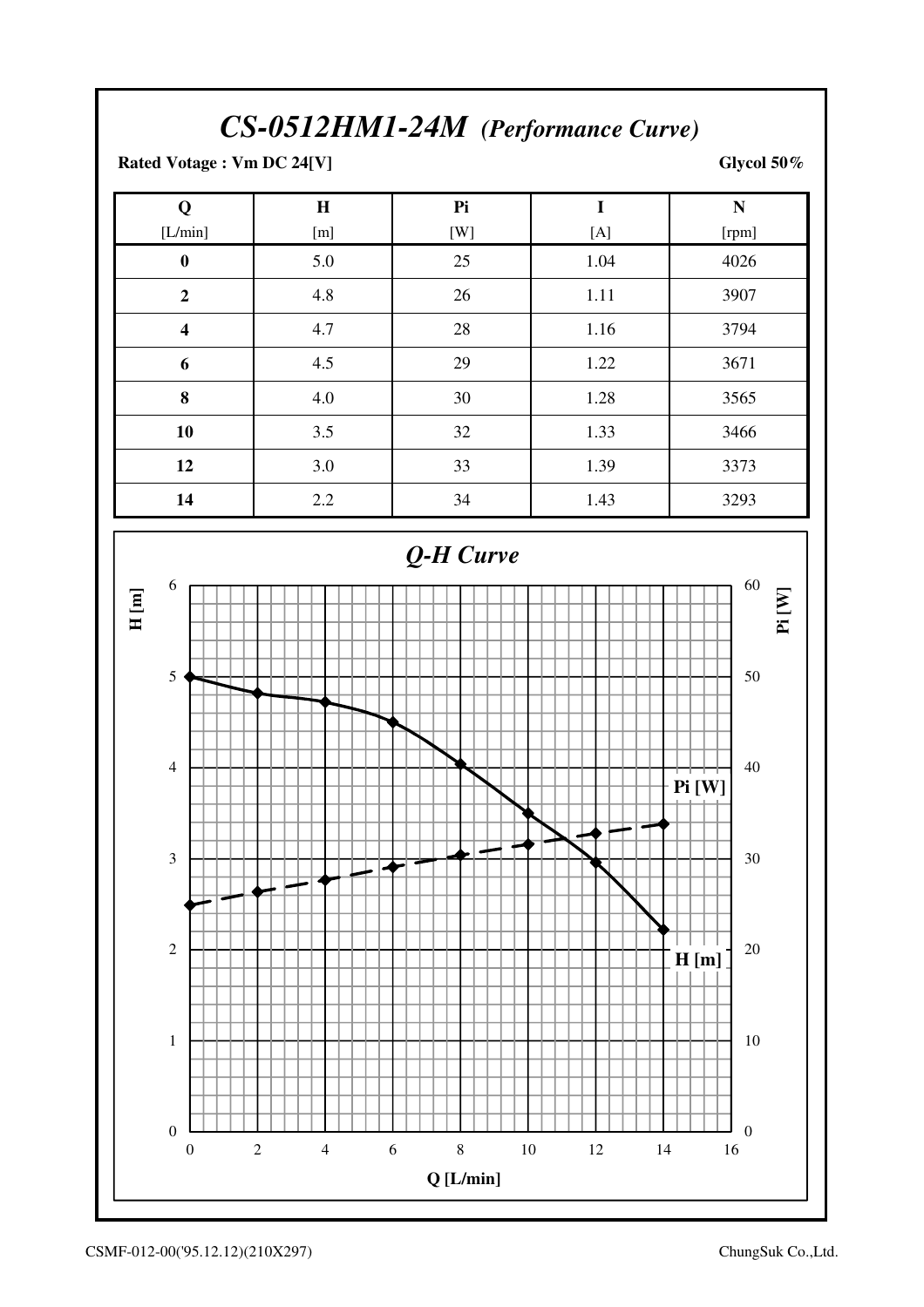# *CS-0512HM1-24M (Performance Curve)*

**Rated Votage : Vm DC 24[V]** **Glycol 50%**

| Q<br>[L/min] | H<br>[m] | Pi<br>[W] | I<br>[A] | N<br>[rpm] |
|---|---|---|---|---|
| **0** | 5.0 | 25 | 1.04 | 4026 |
| **2** | 4.8 | 26 | 1.11 | 3907 |
| **4** | 4.7 | 28 | 1.16 | 3794 |
| **6** | 4.5 | 29 | 1.22 | 3671 |
| **8** | 4.0 | 30 | 1.28 | 3565 |
| **10** | 3.5 | 32 | 1.33 | 3466 |
| **12** | 3.0 | 33 | 1.39 | 3373 |
| **14** | 2.2 | 34 | 1.43 | 3293 |

## *Q-H Curve*

H [m] | Pi [W] | Q [L/min]

CSMF-012-00('95.12.12)(210X297) ChungSuk Co.,Ltd.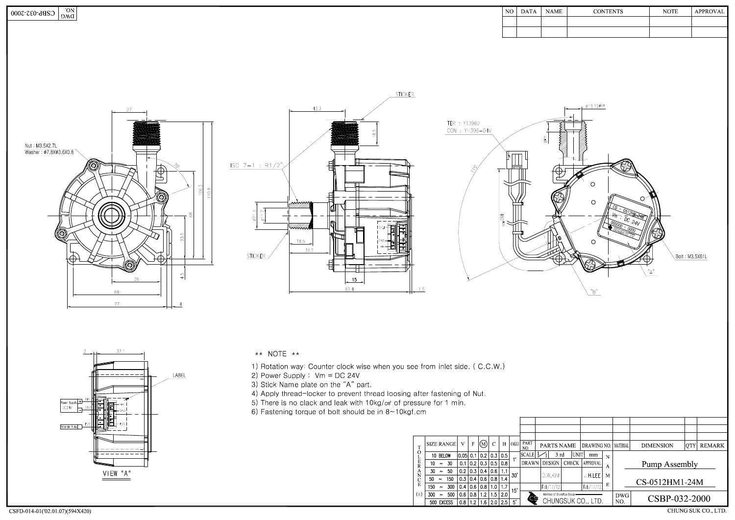| NO | DATA | NAME | CONTENTS | NOTE | APPROVAL |
|---|---|---|---|---|---|
| | | | | | |
| | | | | | |

Nut : M3.5X2.7L
Washer : Ø7.8XØ3.6X0.8

27
20°
106.3
110.8
68
33.5
4.5
38
68
77
4

STICKER
43.3
8.5
ISO 7-1 : R1/2"
Ø21.3
Ø17.2
18.5
31.5
STICKER
15
93.4
1.5

TER : YT396J
CON : YH396-04V
Ø13.12
115
Bolt : M3.5X61L
"A"
"B"

CS - 0512HM1-24M
Vm : DC 24V

2
37.1
LABEL
Power Supply DC24V
Rotation Pulse
Vm
GND
F/G

VIEW "A"

** NOTE **

1) Rotation way: Counter clock wise when you see from inlet side. ( C.C.W.)
2) Power Supply : Vm = DC 24V
3) Stick Name plate on the "A" part.
4) Apply thread-locker to prevent thread loosing after fastening of Nut.
5) There is no clack and leak with 10kg/㎠ of pressure for 1 min.
6) Fastening torque of bolt should be in 8~10kgf.cm

TOLERANCE (±)

| SIZE RANGE | V | F | M | C | H | ANGLE |
|---|---|---|---|---|---|---|
| 10 BELOW | 0.05 | 0.1 | 0.2 | 0.3 | 0.5 | 1° |
| 10 ~ 30 | 0.1 | 0.2 | 0.3 | 0.5 | 0.8 | |
| 30 ~ 50 | 0.2 | 0.3 | 0.4 | 0.6 | 1.1 | 30' |
| 50 ~ 150 | 0.3 | 0.4 | 0.6 | 0.8 | 1.4 | |
| 150 ~ 300 | 0.4 | 0.6 | 0.8 | 1.0 | 1.7 | 15' |
| 300 ~ 500 | 0.6 | 0.8 | 1.2 | 1.5 | 2.0 | |
| 500 EXCESS | 0.8 | 1.2 | 1.6 | 2.0 | 2.5 | 5' |

| PART NO. | PARTS NAME | DRAWING NO. | MATERIAL | DIMENSION | QTY | REMARK |
|---|---|---|---|---|---|---|

| | | | | | | |
|---|---|---|---|---|---|---|
| SCALE 1/1 | 3 rd | UNIT mm | NAME | Pump Assembly | | |
| DRAWN | DESIGN | CHECK | APPROVAL | CS-0512HM1-24M | | |
| | D.W.KIM | | J.H.LEE | | | |
| | Feb/11/12 | | Feb/11/12 | | | |
| CHUNGSUK CO., LTD. | | | | DWG NO. | CSBP-032-2000 | |

DWG NO. CSBP-032-2000

CSFD-014-01('02.01.07)(594X420)

CHUNG SUK CO., LTD.